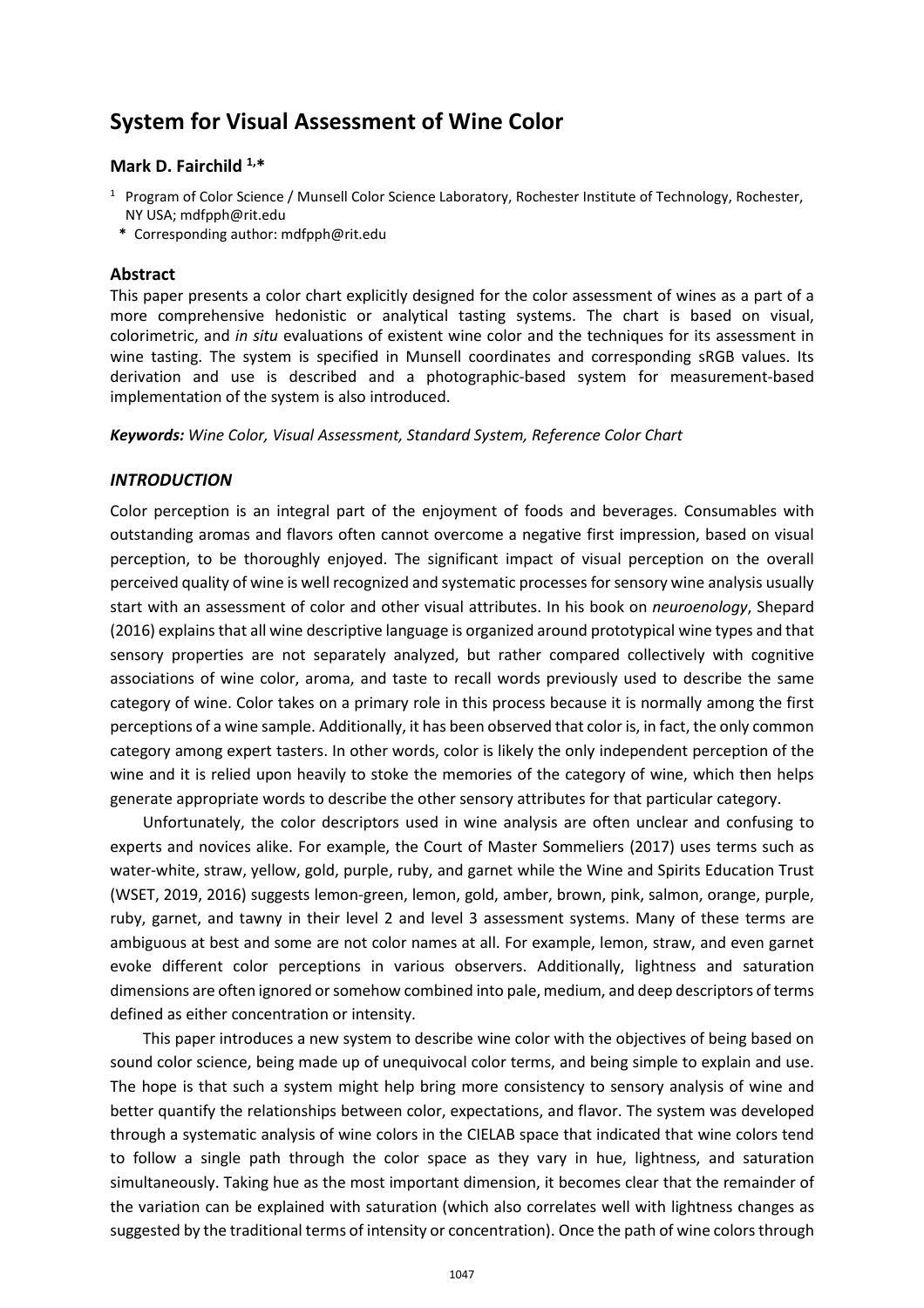# System for Visual Assessment of Wine Color

**Mark D. Fairchild [1,*]**

[1] Program of Color Science / Munsell Color Science Laboratory, Rochester Institute of Technology, Rochester, NY USA; mdfpph@rit.edu

\* Corresponding author: mdfpph@rit.edu

## Abstract

This paper presents a color chart explicitly designed for the color assessment of wines as a part of a more comprehensive hedonistic or analytical tasting systems. The chart is based on visual, colorimetric, and *in situ* evaluations of existent wine color and the techniques for its assessment in wine tasting. The system is specified in Munsell coordinates and corresponding sRGB values. Its derivation and use is described and a photographic-based system for measurement-based implementation of the system is also introduced.

***Keywords:*** *Wine Color, Visual Assessment, Standard System, Reference Color Chart*

## *INTRODUCTION*

Color perception is an integral part of the enjoyment of foods and beverages. Consumables with outstanding aromas and flavors often cannot overcome a negative first impression, based on visual perception, to be thoroughly enjoyed. The significant impact of visual perception on the overall perceived quality of wine is well recognized and systematic processes for sensory wine analysis usually start with an assessment of color and other visual attributes. In his book on *neuroenology*, Shepard (2016) explains that all wine descriptive language is organized around prototypical wine types and that sensory properties are not separately analyzed, but rather compared collectively with cognitive associations of wine color, aroma, and taste to recall words previously used to describe the same category of wine. Color takes on a primary role in this process because it is normally among the first perceptions of a wine sample. Additionally, it has been observed that color is, in fact, the only common category among expert tasters. In other words, color is likely the only independent perception of the wine and it is relied upon heavily to stoke the memories of the category of wine, which then helps generate appropriate words to describe the other sensory attributes for that particular category.

Unfortunately, the color descriptors used in wine analysis are often unclear and confusing to experts and novices alike. For example, the Court of Master Sommeliers (2017) uses terms such as water-white, straw, yellow, gold, purple, ruby, and garnet while the Wine and Spirits Education Trust (WSET, 2019, 2016) suggests lemon-green, lemon, gold, amber, brown, pink, salmon, orange, purple, ruby, garnet, and tawny in their level 2 and level 3 assessment systems. Many of these terms are ambiguous at best and some are not color names at all. For example, lemon, straw, and even garnet evoke different color perceptions in various observers. Additionally, lightness and saturation dimensions are often ignored or somehow combined into pale, medium, and deep descriptors of terms defined as either concentration or intensity.

This paper introduces a new system to describe wine color with the objectives of being based on sound color science, being made up of unequivocal color terms, and being simple to explain and use. The hope is that such a system might help bring more consistency to sensory analysis of wine and better quantify the relationships between color, expectations, and flavor. The system was developed through a systematic analysis of wine colors in the CIELAB space that indicated that wine colors tend to follow a single path through the color space as they vary in hue, lightness, and saturation simultaneously. Taking hue as the most important dimension, it becomes clear that the remainder of the variation can be explained with saturation (which also correlates well with lightness changes as suggested by the traditional terms of intensity or concentration). Once the path of wine colors through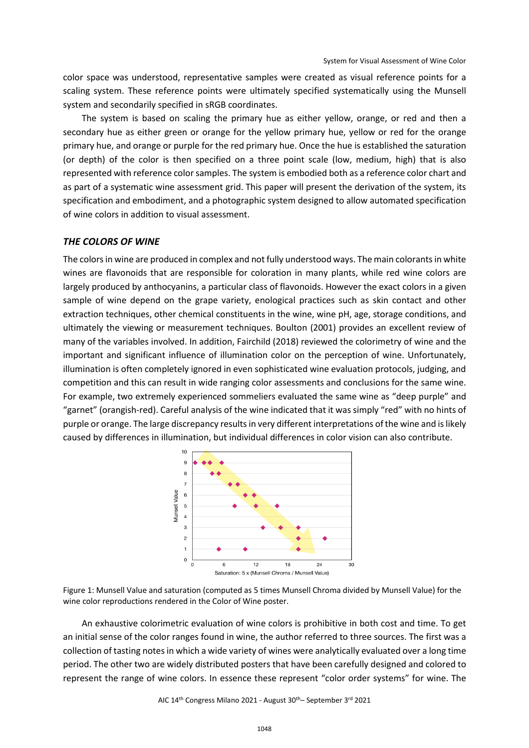color space was understood, representative samples were created as visual reference points for a scaling system. These reference points were ultimately specified systematically using the Munsell system and secondarily specified in sRGB coordinates.

The system is based on scaling the primary hue as either yellow, orange, or red and then a secondary hue as either green or orange for the yellow primary hue, yellow or red for the orange primary hue, and orange or purple for the red primary hue. Once the hue is established the saturation (or depth) of the color is then specified on a three point scale (low, medium, high) that is also represented with reference color samples. The system is embodied both as a reference color chart and as part of a systematic wine assessment grid. This paper will present the derivation of the system, its specification and embodiment, and a photographic system designed to allow automated specification of wine colors in addition to visual assessment.

### *THE COLORS OF WINE*

The colors in wine are produced in complex and not fully understood ways. The main colorants in white wines are flavonoids that are responsible for coloration in many plants, while red wine colors are largely produced by anthocyanins, a particular class of flavonoids. However the exact colors in a given sample of wine depend on the grape variety, enological practices such as skin contact and other extraction techniques, other chemical constituents in the wine, wine pH, age, storage conditions, and ultimately the viewing or measurement techniques. Boulton (2001) provides an excellent review of many of the variables involved. In addition, Fairchild (2018) reviewed the colorimetry of wine and the important and significant influence of illumination color on the perception of wine. Unfortunately, illumination is often completely ignored in even sophisticated wine evaluation protocols, judging, and competition and this can result in wide ranging color assessments and conclusions for the same wine. For example, two extremely experienced sommeliers evaluated the same wine as "deep purple" and "garnet" (orangish-red). Careful analysis of the wine indicated that it was simply "red" with no hints of purple or orange. The large discrepancy results in very different interpretations of the wine and is likely caused by differences in illumination, but individual differences in color vision can also contribute.

Munsell Value
0
1
2
3
4
5
6
7
8
9
10
0
6
12
18
24
30
Saturation: 5 x (Munsell Chroma / Munsell Value)

Figure 1: Munsell Value and saturation (computed as 5 times Munsell Chroma divided by Munsell Value) for the wine color reproductions rendered in the Color of Wine poster.

An exhaustive colorimetric evaluation of wine colors is prohibitive in both cost and time. To get an initial sense of the color ranges found in wine, the author referred to three sources. The first was a collection of tasting notes in which a wide variety of wines were analytically evaluated over a long time period. The other two are widely distributed posters that have been carefully designed and colored to represent the range of wine colors. In essence these represent "color order systems" for wine. The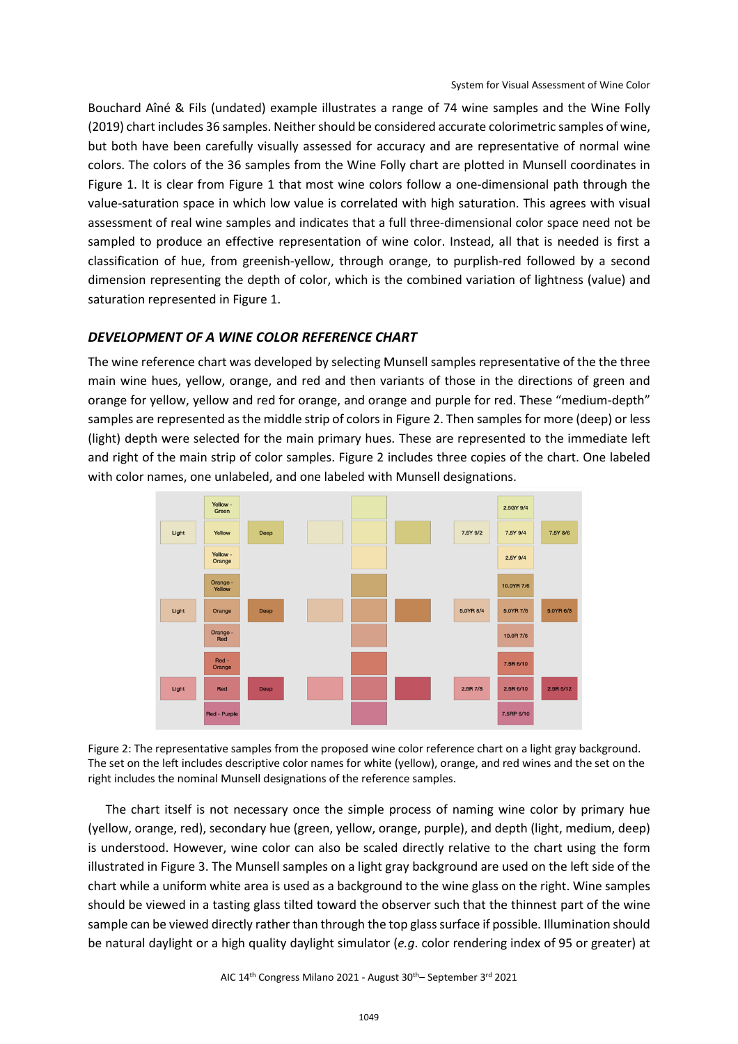Bouchard Aîné & Fils (undated) example illustrates a range of 74 wine samples and the Wine Folly (2019) chart includes 36 samples. Neither should be considered accurate colorimetric samples of wine, but both have been carefully visually assessed for accuracy and are representative of normal wine colors. The colors of the 36 samples from the Wine Folly chart are plotted in Munsell coordinates in Figure 1. It is clear from Figure 1 that most wine colors follow a one-dimensional path through the value-saturation space in which low value is correlated with high saturation. This agrees with visual assessment of real wine samples and indicates that a full three-dimensional color space need not be sampled to produce an effective representation of wine color. Instead, all that is needed is first a classification of hue, from greenish-yellow, through orange, to purplish-red followed by a second dimension representing the depth of color, which is the combined variation of lightness (value) and saturation represented in Figure 1.

### *DEVELOPMENT OF A WINE COLOR REFERENCE CHART*

The wine reference chart was developed by selecting Munsell samples representative of the the three main wine hues, yellow, orange, and red and then variants of those in the directions of green and orange for yellow, yellow and red for orange, and orange and purple for red. These "medium-depth" samples are represented as the middle strip of colors in Figure 2. Then samples for more (deep) or less (light) depth were selected for the main primary hues. These are represented to the immediate left and right of the main strip of color samples. Figure 2 includes three copies of the chart. One labeled with color names, one unlabeled, and one labeled with Munsell designations.

Yellow - Green
Light Yellow Deep
Yellow - Orange
Orange - Yellow
Light Orange Deep
Orange - Red
Red - Orange
Light Red Deep
Red - Purple

2.5GY 9/4
7.5Y 9/2 7.5Y 9/4 7.5Y 8/6
2.5Y 9/4
10.0YR 7/6
5.0YR 8/4 5.0YR 7/6 5.0YR 6/8
10.0R 7/6
7.5R 6/10
2.5R 7/8 2.5R 6/10 2.5R 5/12
7.5RP 6/10

Figure 2: The representative samples from the proposed wine color reference chart on a light gray background. The set on the left includes descriptive color names for white (yellow), orange, and red wines and the set on the right includes the nominal Munsell designations of the reference samples.

The chart itself is not necessary once the simple process of naming wine color by primary hue (yellow, orange, red), secondary hue (green, yellow, orange, purple), and depth (light, medium, deep) is understood. However, wine color can also be scaled directly relative to the chart using the form illustrated in Figure 3. The Munsell samples on a light gray background are used on the left side of the chart while a uniform white area is used as a background to the wine glass on the right. Wine samples should be viewed in a tasting glass tilted toward the observer such that the thinnest part of the wine sample can be viewed directly rather than through the top glass surface if possible. Illumination should be natural daylight or a high quality daylight simulator (*e.g.* color rendering index of 95 or greater) at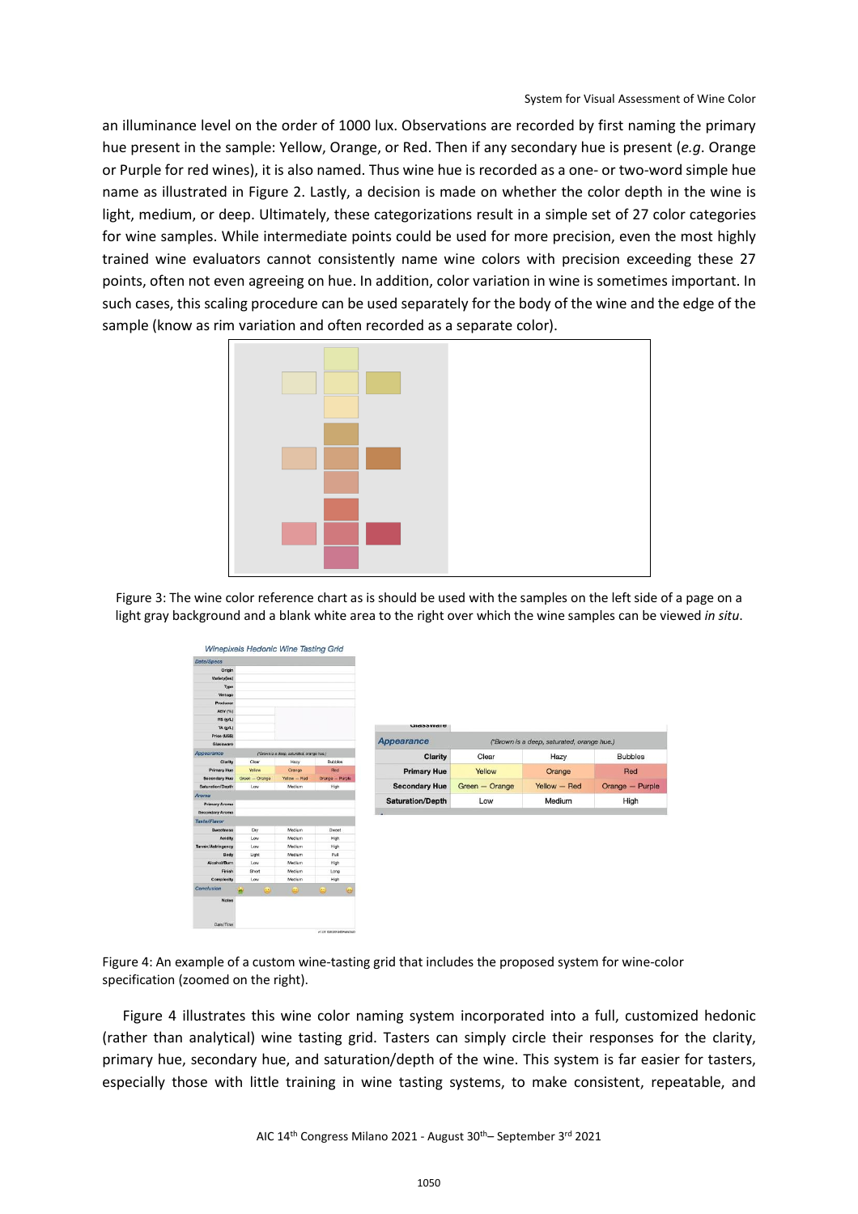an illuminance level on the order of 1000 lux. Observations are recorded by first naming the primary hue present in the sample: Yellow, Orange, or Red. Then if any secondary hue is present (*e.g.* Orange or Purple for red wines), it is also named. Thus wine hue is recorded as a one- or two-word simple hue name as illustrated in Figure 2. Lastly, a decision is made on whether the color depth in the wine is light, medium, or deep. Ultimately, these categorizations result in a simple set of 27 color categories for wine samples. While intermediate points could be used for more precision, even the most highly trained wine evaluators cannot consistently name wine colors with precision exceeding these 27 points, often not even agreeing on hue. In addition, color variation in wine is sometimes important. In such cases, this scaling procedure can be used separately for the body of the wine and the edge of the sample (know as rim variation and often recorded as a separate color).

Figure 3: The wine color reference chart as is should be used with the samples on the left side of a page on a light gray background and a blank white area to the right over which the wine samples can be viewed *in situ*.

Figure 4: An example of a custom wine-tasting grid that includes the proposed system for wine-color specification (zoomed on the right).

Figure 4 illustrates this wine color naming system incorporated into a full, customized hedonic (rather than analytical) wine tasting grid. Tasters can simply circle their responses for the clarity, primary hue, secondary hue, and saturation/depth of the wine. This system is far easier for tasters, especially those with little training in wine tasting systems, to make consistent, repeatable, and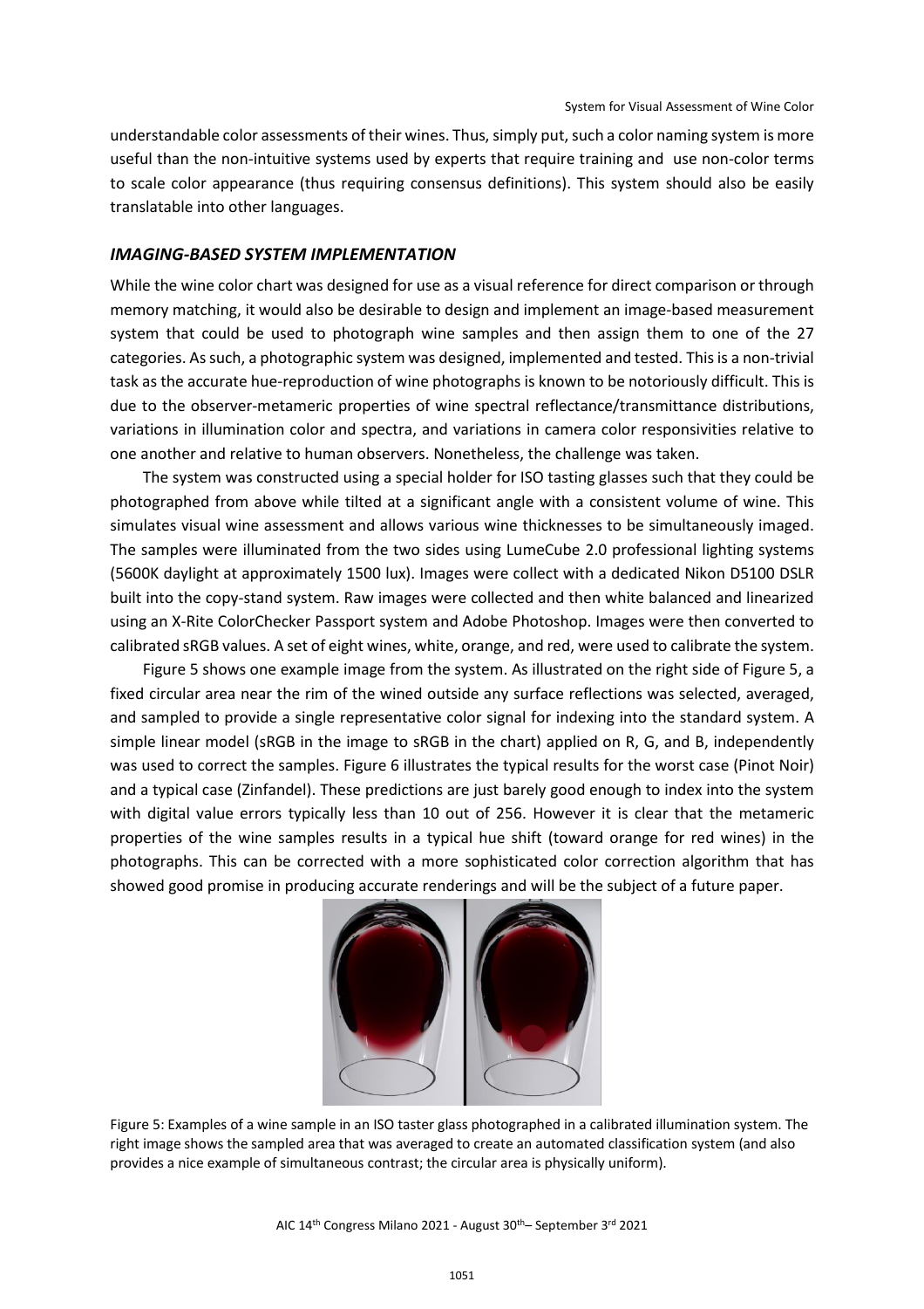understandable color assessments of their wines. Thus, simply put, such a color naming system is more useful than the non-intuitive systems used by experts that require training and use non-color terms to scale color appearance (thus requiring consensus definitions). This system should also be easily translatable into other languages.

### *IMAGING-BASED SYSTEM IMPLEMENTATION*

While the wine color chart was designed for use as a visual reference for direct comparison or through memory matching, it would also be desirable to design and implement an image-based measurement system that could be used to photograph wine samples and then assign them to one of the 27 categories. As such, a photographic system was designed, implemented and tested. This is a non-trivial task as the accurate hue-reproduction of wine photographs is known to be notoriously difficult. This is due to the observer-metameric properties of wine spectral reflectance/transmittance distributions, variations in illumination color and spectra, and variations in camera color responsivities relative to one another and relative to human observers. Nonetheless, the challenge was taken.

The system was constructed using a special holder for ISO tasting glasses such that they could be photographed from above while tilted at a significant angle with a consistent volume of wine. This simulates visual wine assessment and allows various wine thicknesses to be simultaneously imaged. The samples were illuminated from the two sides using LumeCube 2.0 professional lighting systems (5600K daylight at approximately 1500 lux). Images were collect with a dedicated Nikon D5100 DSLR built into the copy-stand system. Raw images were collected and then white balanced and linearized using an X-Rite ColorChecker Passport system and Adobe Photoshop. Images were then converted to calibrated sRGB values. A set of eight wines, white, orange, and red, were used to calibrate the system.

Figure 5 shows one example image from the system. As illustrated on the right side of Figure 5, a fixed circular area near the rim of the wined outside any surface reflections was selected, averaged, and sampled to provide a single representative color signal for indexing into the standard system. A simple linear model (sRGB in the image to sRGB in the chart) applied on R, G, and B, independently was used to correct the samples. Figure 6 illustrates the typical results for the worst case (Pinot Noir) and a typical case (Zinfandel). These predictions are just barely good enough to index into the system with digital value errors typically less than 10 out of 256. However it is clear that the metameric properties of the wine samples results in a typical hue shift (toward orange for red wines) in the photographs. This can be corrected with a more sophisticated color correction algorithm that has showed good promise in producing accurate renderings and will be the subject of a future paper.

Figure 5: Examples of a wine sample in an ISO taster glass photographed in a calibrated illumination system. The right image shows the sampled area that was averaged to create an automated classification system (and also provides a nice example of simultaneous contrast; the circular area is physically uniform).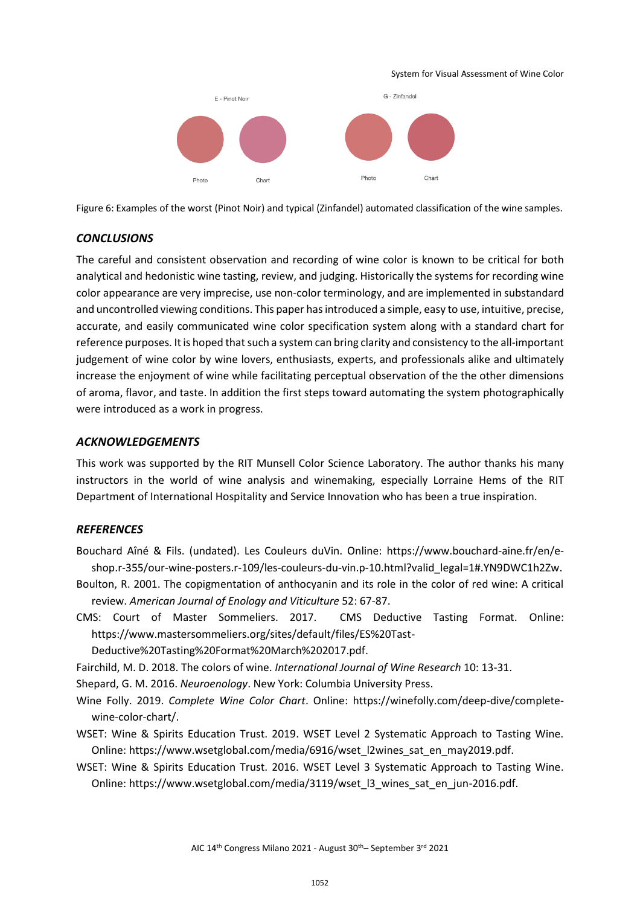E - Pinot Noir

Photo

Chart

G - Zinfandel

Photo

Chart

Figure 6: Examples of the worst (Pinot Noir) and typical (Zinfandel) automated classification of the wine samples.

## *CONCLUSIONS*

The careful and consistent observation and recording of wine color is known to be critical for both analytical and hedonistic wine tasting, review, and judging. Historically the systems for recording wine color appearance are very imprecise, use non-color terminology, and are implemented in substandard and uncontrolled viewing conditions. This paper has introduced a simple, easy to use, intuitive, precise, accurate, and easily communicated wine color specification system along with a standard chart for reference purposes. It is hoped that such a system can bring clarity and consistency to the all-important judgement of wine color by wine lovers, enthusiasts, experts, and professionals alike and ultimately increase the enjoyment of wine while facilitating perceptual observation of the the other dimensions of aroma, flavor, and taste. In addition the first steps toward automating the system photographically were introduced as a work in progress.

## *ACKNOWLEDGEMENTS*

This work was supported by the RIT Munsell Color Science Laboratory. The author thanks his many instructors in the world of wine analysis and winemaking, especially Lorraine Hems of the RIT Department of International Hospitality and Service Innovation who has been a true inspiration.

## *REFERENCES*

Bouchard Aîné & Fils. (undated). Les Couleurs duVin. Online: https://www.bouchard-aine.fr/en/e-shop.r-355/our-wine-posters.r-109/les-couleurs-du-vin.p-10.html?valid_legal=1#.YN9DWC1h2Zw.

Boulton, R. 2001. The copigmentation of anthocyanin and its role in the color of red wine: A critical review. *American Journal of Enology and Viticulture* 52: 67-87.

CMS: Court of Master Sommeliers. 2017. CMS Deductive Tasting Format. Online: https://www.mastersommeliers.org/sites/default/files/ES%20Tast-Deductive%20Tasting%20Format%20March%202017.pdf.

Fairchild, M. D. 2018. The colors of wine. *International Journal of Wine Research* 10: 13-31.

Shepard, G. M. 2016. *Neuroenology*. New York: Columbia University Press.

Wine Folly. 2019. *Complete Wine Color Chart*. Online: https://winefolly.com/deep-dive/complete-wine-color-chart/.

WSET: Wine & Spirits Education Trust. 2019. WSET Level 2 Systematic Approach to Tasting Wine. Online: https://www.wsetglobal.com/media/6916/wset_l2wines_sat_en_may2019.pdf.

WSET: Wine & Spirits Education Trust. 2016. WSET Level 3 Systematic Approach to Tasting Wine. Online: https://www.wsetglobal.com/media/3119/wset_l3_wines_sat_en_jun-2016.pdf.